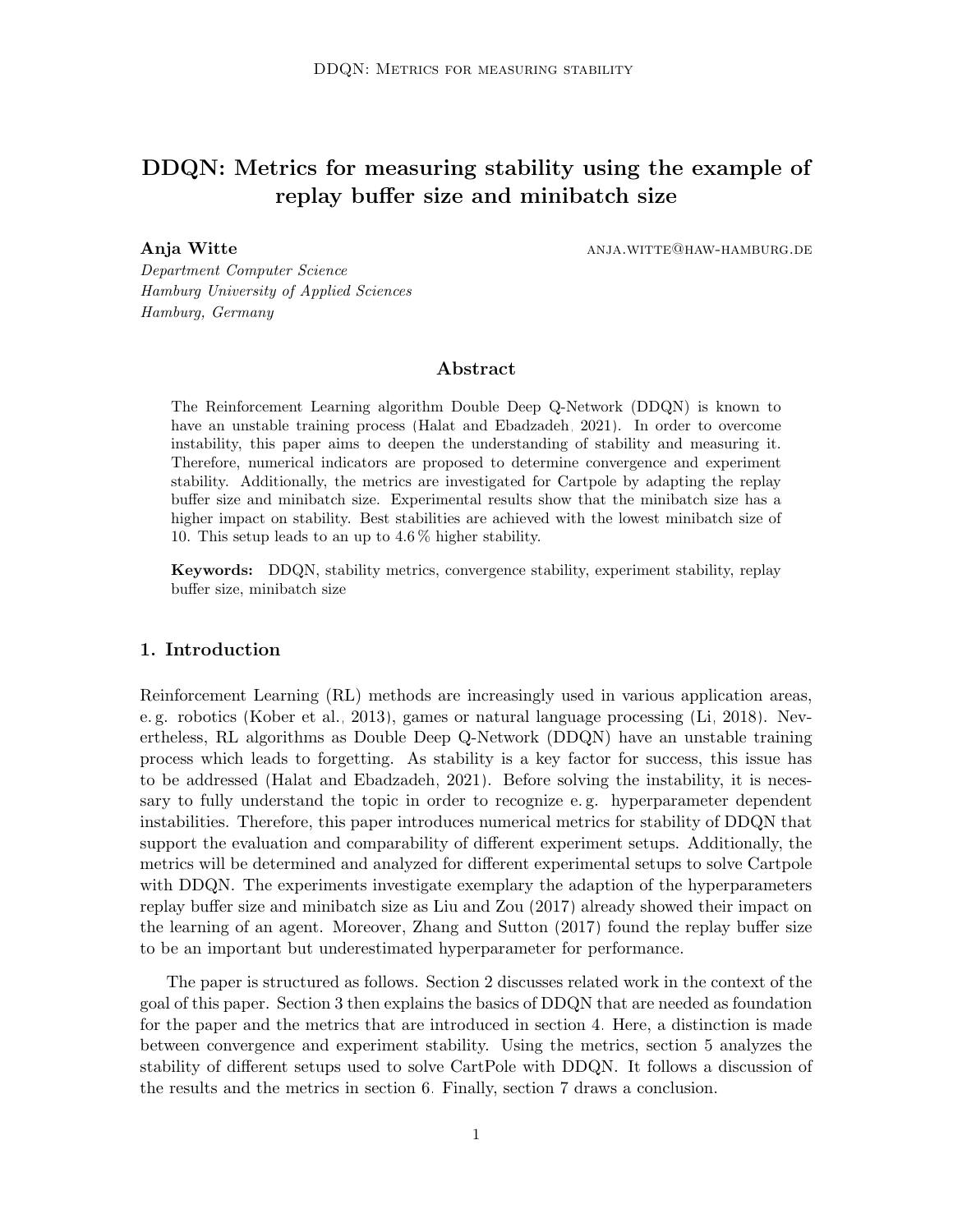# DDQN: Metrics for measuring stability using the example of replay buffer size and minibatch size

**Anja Witte** anja.witte@haw-hamburg.de

*Department Computer Science*
*Hamburg University of Applied Sciences*
*Hamburg, Germany*

## Abstract

The Reinforcement Learning algorithm Double Deep Q-Network (DDQN) is known to have an unstable training process (Halat and Ebadzadeh, 2021). In order to overcome instability, this paper aims to deepen the understanding of stability and measuring it. Therefore, numerical indicators are proposed to determine convergence and experiment stability. Additionally, the metrics are investigated for Cartpole by adapting the replay buffer size and minibatch size. Experimental results show that the minibatch size has a higher impact on stability. Best stabilities are achieved with the lowest minibatch size of 10. This setup leads to an up to 4.6 % higher stability.

**Keywords:** DDQN, stability metrics, convergence stability, experiment stability, replay buffer size, minibatch size

## 1. Introduction

Reinforcement Learning (RL) methods are increasingly used in various application areas, e. g. robotics (Kober et al., 2013), games or natural language processing (Li, 2018). Nevertheless, RL algorithms as Double Deep Q-Network (DDQN) have an unstable training process which leads to forgetting. As stability is a key factor for success, this issue has to be addressed (Halat and Ebadzadeh, 2021). Before solving the instability, it is necessary to fully understand the topic in order to recognize e. g. hyperparameter dependent instabilities. Therefore, this paper introduces numerical metrics for stability of DDQN that support the evaluation and comparability of different experiment setups. Additionally, the metrics will be determined and analyzed for different experimental setups to solve Cartpole with DDQN. The experiments investigate exemplary the adaption of the hyperparameters replay buffer size and minibatch size as Liu and Zou (2017) already showed their impact on the learning of an agent. Moreover, Zhang and Sutton (2017) found the replay buffer size to be an important but underestimated hyperparameter for performance.

The paper is structured as follows. Section 2 discusses related work in the context of the goal of this paper. Section 3 then explains the basics of DDQN that are needed as foundation for the paper and the metrics that are introduced in section 4. Here, a distinction is made between convergence and experiment stability. Using the metrics, section 5 analyzes the stability of different setups used to solve CartPole with DDQN. It follows a discussion of the results and the metrics in section 6. Finally, section 7 draws a conclusion.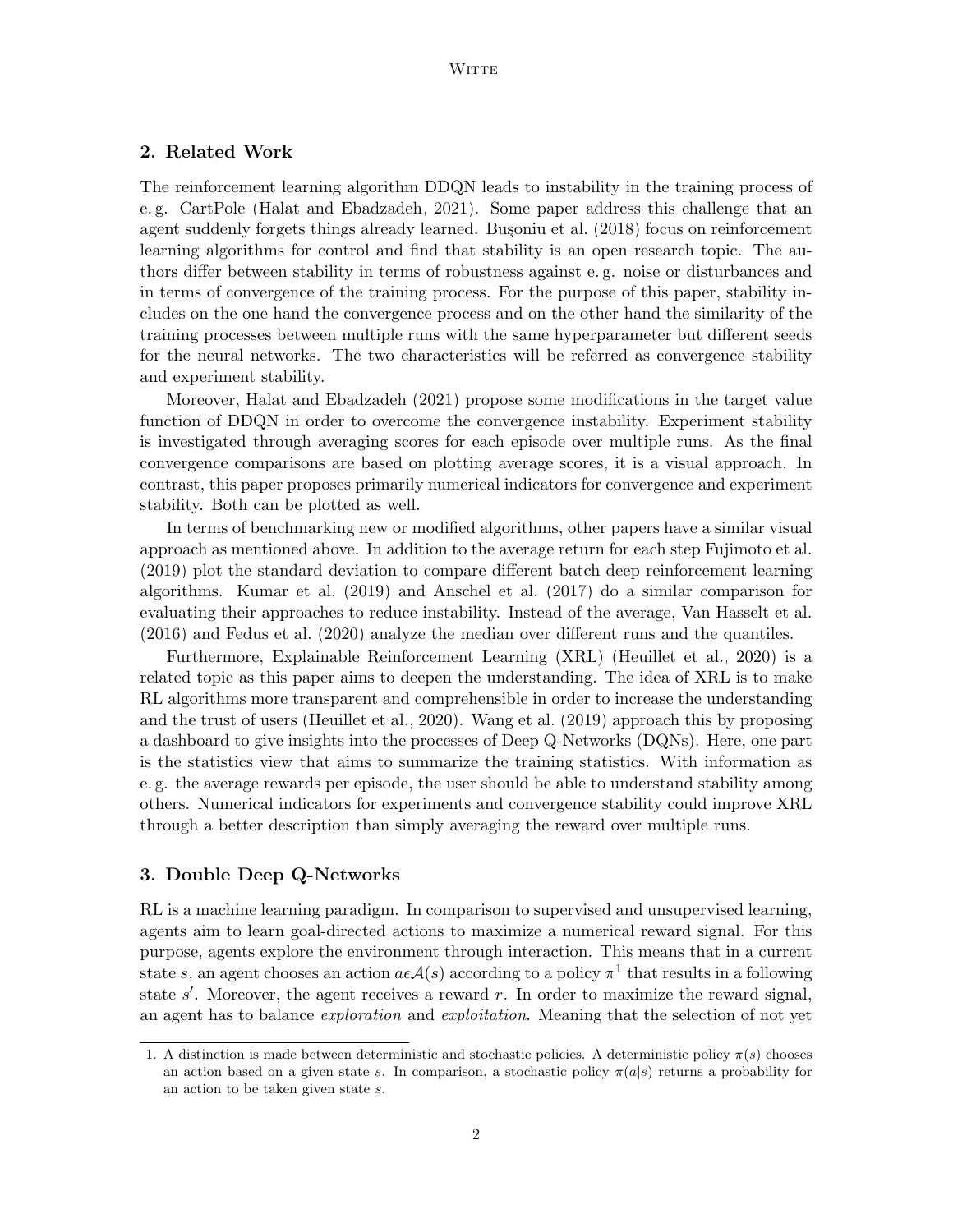## 2. Related Work

The reinforcement learning algorithm DDQN leads to instability in the training process of e. g. CartPole (Halat and Ebadzadeh, 2021). Some paper address this challenge that an agent suddenly forgets things already learned. Buşoniu et al. (2018) focus on reinforcement learning algorithms for control and find that stability is an open research topic. The authors differ between stability in terms of robustness against e. g. noise or disturbances and in terms of convergence of the training process. For the purpose of this paper, stability includes on the one hand the convergence process and on the other hand the similarity of the training processes between multiple runs with the same hyperparameter but different seeds for the neural networks. The two characteristics will be referred as convergence stability and experiment stability.

Moreover, Halat and Ebadzadeh (2021) propose some modifications in the target value function of DDQN in order to overcome the convergence instability. Experiment stability is investigated through averaging scores for each episode over multiple runs. As the final convergence comparisons are based on plotting average scores, it is a visual approach. In contrast, this paper proposes primarily numerical indicators for convergence and experiment stability. Both can be plotted as well.

In terms of benchmarking new or modified algorithms, other papers have a similar visual approach as mentioned above. In addition to the average return for each step Fujimoto et al. (2019) plot the standard deviation to compare different batch deep reinforcement learning algorithms. Kumar et al. (2019) and Anschel et al. (2017) do a similar comparison for evaluating their approaches to reduce instability. Instead of the average, Van Hasselt et al. (2016) and Fedus et al. (2020) analyze the median over different runs and the quantiles.

Furthermore, Explainable Reinforcement Learning (XRL) (Heuillet et al., 2020) is a related topic as this paper aims to deepen the understanding. The idea of XRL is to make RL algorithms more transparent and comprehensible in order to increase the understanding and the trust of users (Heuillet et al., 2020). Wang et al. (2019) approach this by proposing a dashboard to give insights into the processes of Deep Q-Networks (DQNs). Here, one part is the statistics view that aims to summarize the training statistics. With information as e. g. the average rewards per episode, the user should be able to understand stability among others. Numerical indicators for experiments and convergence stability could improve XRL through a better description than simply averaging the reward over multiple runs.

## 3. Double Deep Q-Networks

RL is a machine learning paradigm. In comparison to supervised and unsupervised learning, agents aim to learn goal-directed actions to maximize a numerical reward signal. For this purpose, agents explore the environment through interaction. This means that in a current state $s$, an agent chooses an action $a \epsilon \mathcal{A}(s)$ according to a policy $\pi$[1] that results in a following state $s'$. Moreover, the agent receives a reward $r$. In order to maximize the reward signal, an agent has to balance *exploration* and *exploitation*. Meaning that the selection of not yet

1. A distinction is made between deterministic and stochastic policies. A deterministic policy $\pi(s)$ chooses an action based on a given state $s$. In comparison, a stochastic policy $\pi(a|s)$ returns a probability for an action to be taken given state $s$.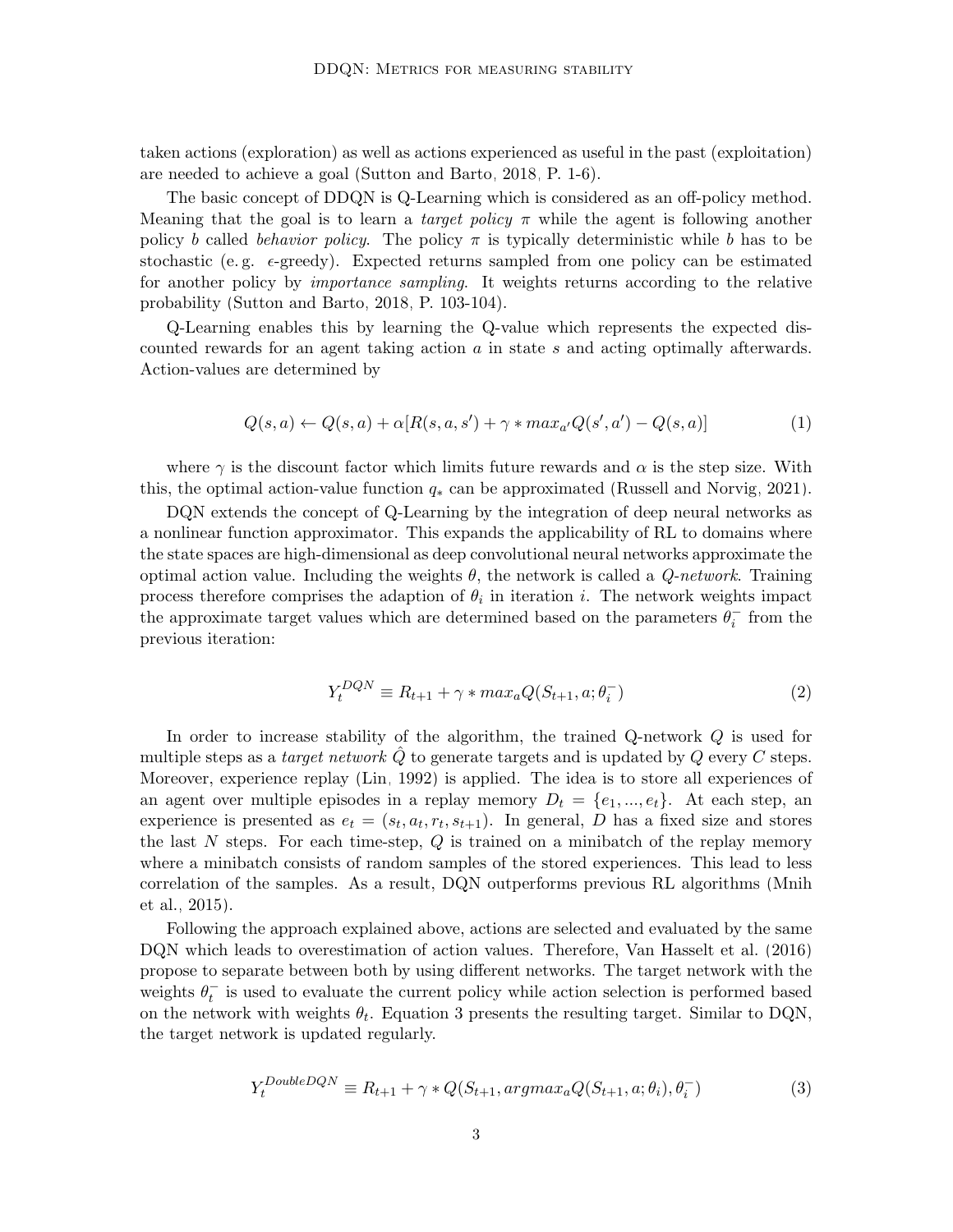taken actions (exploration) as well as actions experienced as useful in the past (exploitation) are needed to achieve a goal (Sutton and Barto, 2018, P. 1-6).

The basic concept of DDQN is Q-Learning which is considered as an off-policy method. Meaning that the goal is to learn a *target policy* $\pi$ while the agent is following another policy $b$ called *behavior policy*. The policy $\pi$ is typically deterministic while $b$ has to be stochastic (e. g. $\epsilon$-greedy). Expected returns sampled from one policy can be estimated for another policy by *importance sampling*. It weights returns according to the relative probability (Sutton and Barto, 2018, P. 103-104).

Q-Learning enables this by learning the Q-value which represents the expected discounted rewards for an agent taking action $a$ in state $s$ and acting optimally afterwards. Action-values are determined by

$$Q(s,a) \leftarrow Q(s,a) + \alpha[R(s,a,s') + \gamma * max_{a'}Q(s',a') - Q(s,a)] \tag{1}$$

where $\gamma$ is the discount factor which limits future rewards and $\alpha$ is the step size. With this, the optimal action-value function $q_*$ can be approximated (Russell and Norvig, 2021).

DQN extends the concept of Q-Learning by the integration of deep neural networks as a nonlinear function approximator. This expands the applicability of RL to domains where the state spaces are high-dimensional as deep convolutional neural networks approximate the optimal action value. Including the weights $\theta$, the network is called a *Q-network*. Training process therefore comprises the adaption of $\theta_i$ in iteration $i$. The network weights impact the approximate target values which are determined based on the parameters $\theta_i^-$ from the previous iteration:

$$Y_t^{DQN} \equiv R_{t+1} + \gamma * max_a Q(S_{t+1}, a; \theta_i^-) \tag{2}$$

In order to increase stability of the algorithm, the trained Q-network $Q$ is used for multiple steps as a *target network* $\hat{Q}$ to generate targets and is updated by $Q$ every $C$ steps. Moreover, experience replay (Lin, 1992) is applied. The idea is to store all experiences of an agent over multiple episodes in a replay memory $D_t = \{e_1, ..., e_t\}$. At each step, an experience is presented as $e_t = (s_t, a_t, r_t, s_{t+1})$. In general, $D$ has a fixed size and stores the last $N$ steps. For each time-step, $Q$ is trained on a minibatch of the replay memory where a minibatch consists of random samples of the stored experiences. This lead to less correlation of the samples. As a result, DQN outperforms previous RL algorithms (Mnih et al., 2015).

Following the approach explained above, actions are selected and evaluated by the same DQN which leads to overestimation of action values. Therefore, Van Hasselt et al. (2016) propose to separate between both by using different networks. The target network with the weights $\theta_t^-$ is used to evaluate the current policy while action selection is performed based on the network with weights $\theta_t$. Equation 3 presents the resulting target. Similar to DQN, the target network is updated regularly.

$$Y_t^{DoubleDQN} \equiv R_{t+1} + \gamma * Q(S_{t+1}, argmax_a Q(S_{t+1}, a; \theta_i), \theta_i^-) \tag{3}$$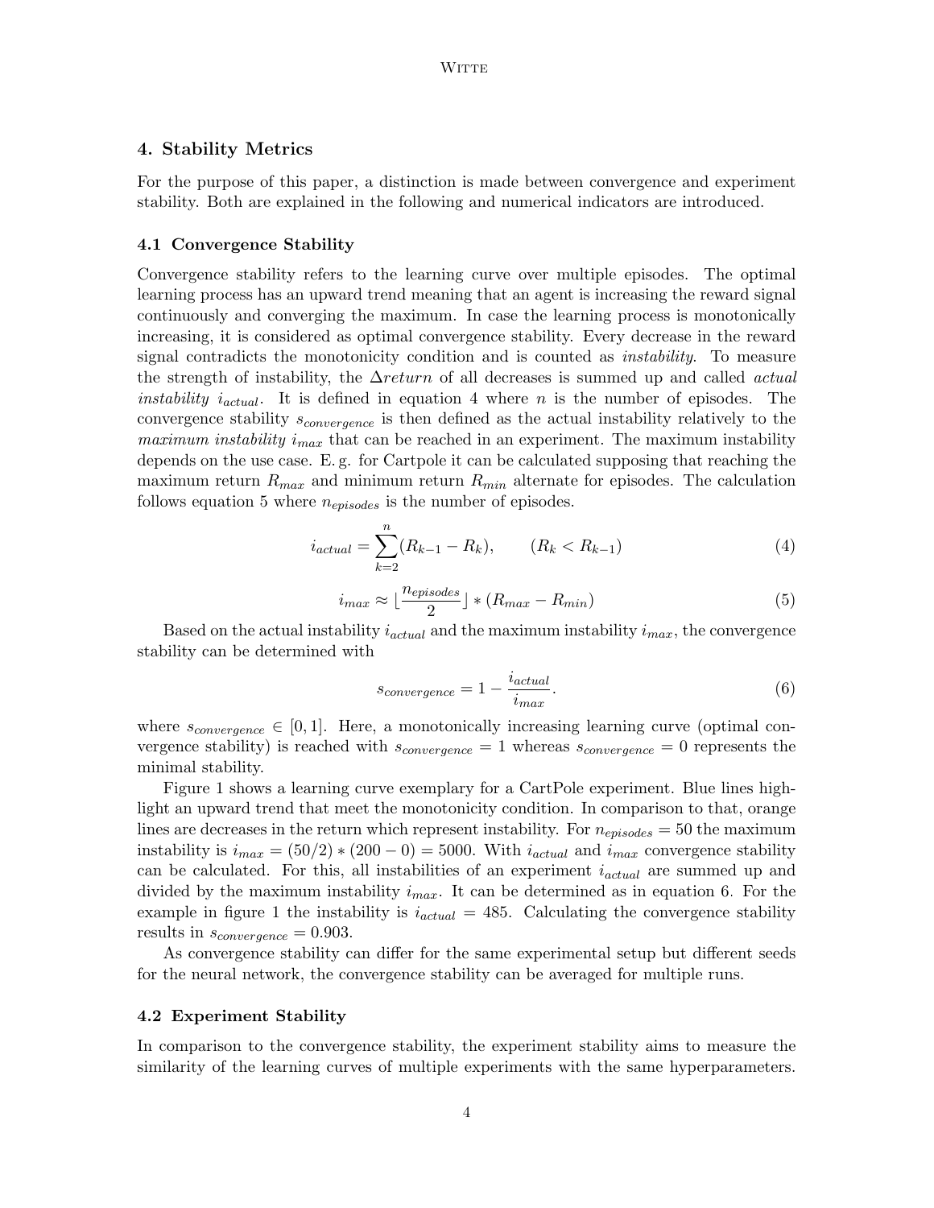## 4. Stability Metrics

For the purpose of this paper, a distinction is made between convergence and experiment stability. Both are explained in the following and numerical indicators are introduced.

### 4.1 Convergence Stability

Convergence stability refers to the learning curve over multiple episodes. The optimal learning process has an upward trend meaning that an agent is increasing the reward signal continuously and converging the maximum. In case the learning process is monotonically increasing, it is considered as optimal convergence stability. Every decrease in the reward signal contradicts the monotonicity condition and is counted as *instability*. To measure the strength of instability, the $\Delta return$ of all decreases is summed up and called *actual instability* $i_{actual}$. It is defined in equation 4 where $n$ is the number of episodes. The convergence stability $s_{convergence}$ is then defined as the actual instability relatively to the *maximum instability* $i_{max}$ that can be reached in an experiment. The maximum instability depends on the use case. E. g. for Cartpole it can be calculated supposing that reaching the maximum return $R_{max}$ and minimum return $R_{min}$ alternate for episodes. The calculation follows equation 5 where $n_{episodes}$ is the number of episodes.

$$i_{actual} = \sum_{k=2}^{n} (R_{k-1} - R_k), \qquad (R_k < R_{k-1}) \tag{4}$$

$$i_{max} \approx \lfloor \frac{n_{episodes}}{2} \rfloor * (R_{max} - R_{min}) \tag{5}$$

Based on the actual instability $i_{actual}$ and the maximum instability $i_{max}$, the convergence stability can be determined with

$$s_{convergence} = 1 - \frac{i_{actual}}{i_{max}}. \tag{6}$$

where $s_{convergence} \in [0, 1]$. Here, a monotonically increasing learning curve (optimal convergence stability) is reached with $s_{convergence} = 1$ whereas $s_{convergence} = 0$ represents the minimal stability.

Figure 1 shows a learning curve exemplary for a CartPole experiment. Blue lines highlight an upward trend that meet the monotonicity condition. In comparison to that, orange lines are decreases in the return which represent instability. For $n_{episodes} = 50$ the maximum instability is $i_{max} = (50/2) * (200 - 0) = 5000$. With $i_{actual}$ and $i_{max}$ convergence stability can be calculated. For this, all instabilities of an experiment $i_{actual}$ are summed up and divided by the maximum instability $i_{max}$. It can be determined as in equation 6. For the example in figure 1 the instability is $i_{actual} = 485$. Calculating the convergence stability results in $s_{convergence} = 0.903$.

As convergence stability can differ for the same experimental setup but different seeds for the neural network, the convergence stability can be averaged for multiple runs.

### 4.2 Experiment Stability

In comparison to the convergence stability, the experiment stability aims to measure the similarity of the learning curves of multiple experiments with the same hyperparameters.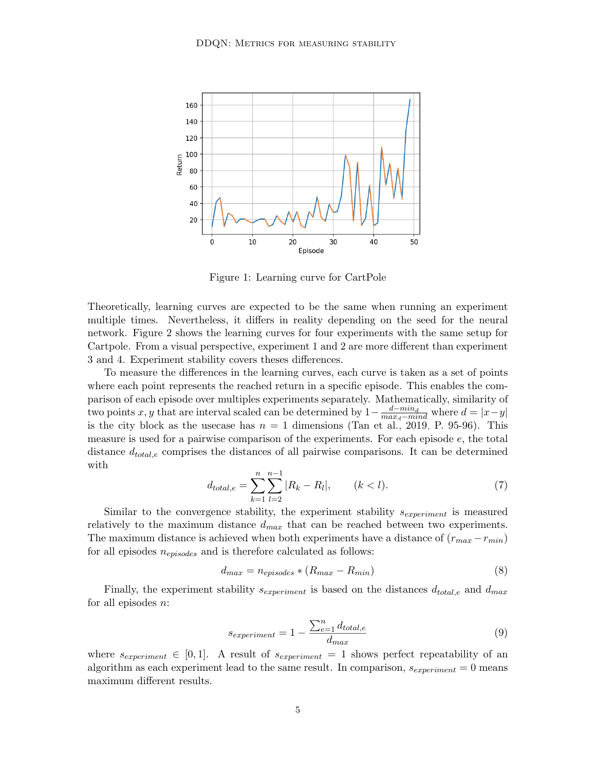Figure 1: Learning curve for CartPole

Theoretically, learning curves are expected to be the same when running an experiment multiple times. Nevertheless, it differs in reality depending on the seed for the neural network. Figure 2 shows the learning curves for four experiments with the same setup for Cartpole. From a visual perspective, experiment 1 and 2 are more different than experiment 3 and 4. Experiment stability covers theses differences.

To measure the differences in the learning curves, each curve is taken as a set of points where each point represents the reached return in a specific episode. This enables the comparison of each episode over multiples experiments separately. Mathematically, similarity of two points $x, y$ that are interval scaled can be determined by $1 - \frac{d - min_d}{max_d - mind}$ where $d = |x - y|$ is the city block as the usecase has $n = 1$ dimensions (Tan et al., 2019, P. 95-96). This measure is used for a pairwise comparison of the experiments. For each episode $e$, the total distance $d_{total,e}$ comprises the distances of all pairwise comparisons. It can be determined with

$$d_{total,e} = \sum_{k=1}^{n} \sum_{l=2}^{n-1} |R_k - R_l|, \qquad (k < l). \tag{7}$$

Similar to the convergence stability, the experiment stability $s_{experiment}$ is measured relatively to the maximum distance $d_{max}$ that can be reached between two experiments. The maximum distance is achieved when both experiments have a distance of $(r_{max} - r_{min})$ for all episodes $n_{episodes}$ and is therefore calculated as follows:

$$d_{max} = n_{episodes} * (R_{max} - R_{min}) \tag{8}$$

Finally, the experiment stability $s_{experiment}$ is based on the distances $d_{total,e}$ and $d_{max}$ for all episodes $n$:

$$s_{experiment} = 1 - \frac{\sum_{e=1}^{n} d_{total,e}}{d_{max}} \tag{9}$$

where $s_{experiment} \in [0, 1]$. A result of $s_{experiment} = 1$ shows perfect repeatability of an algorithm as each experiment lead to the same result. In comparison, $s_{experiment} = 0$ means maximum different results.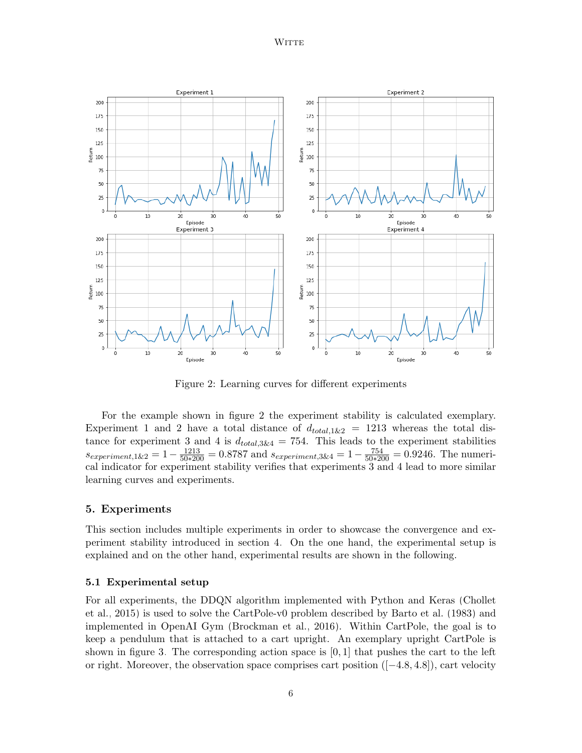Figure 2: Learning curves for different experiments

For the example shown in figure 2 the experiment stability is calculated exemplary. Experiment 1 and 2 have a total distance of $d_{total,1\&2} = 1213$ whereas the total distance for experiment 3 and 4 is $d_{total,3\&4} = 754$. This leads to the experiment stabilities $s_{experiment,1\&2} = 1 - \frac{1213}{50*200} = 0.8787$ and $s_{experiment,3\&4} = 1 - \frac{754}{50*200} = 0.9246$. The numerical indicator for experiment stability verifies that experiments 3 and 4 lead to more similar learning curves and experiments.

## 5. Experiments

This section includes multiple experiments in order to showcase the convergence and experiment stability introduced in section 4. On the one hand, the experimental setup is explained and on the other hand, experimental results are shown in the following.

### 5.1 Experimental setup

For all experiments, the DDQN algorithm implemented with Python and Keras (Chollet et al., 2015) is used to solve the CartPole-v0 problem described by Barto et al. (1983) and implemented in OpenAI Gym (Brockman et al., 2016). Within CartPole, the goal is to keep a pendulum that is attached to a cart upright. An exemplary upright CartPole is shown in figure 3. The corresponding action space is $[0, 1]$ that pushes the cart to the left or right. Moreover, the observation space comprises cart position ($[-4.8, 4.8]$), cart velocity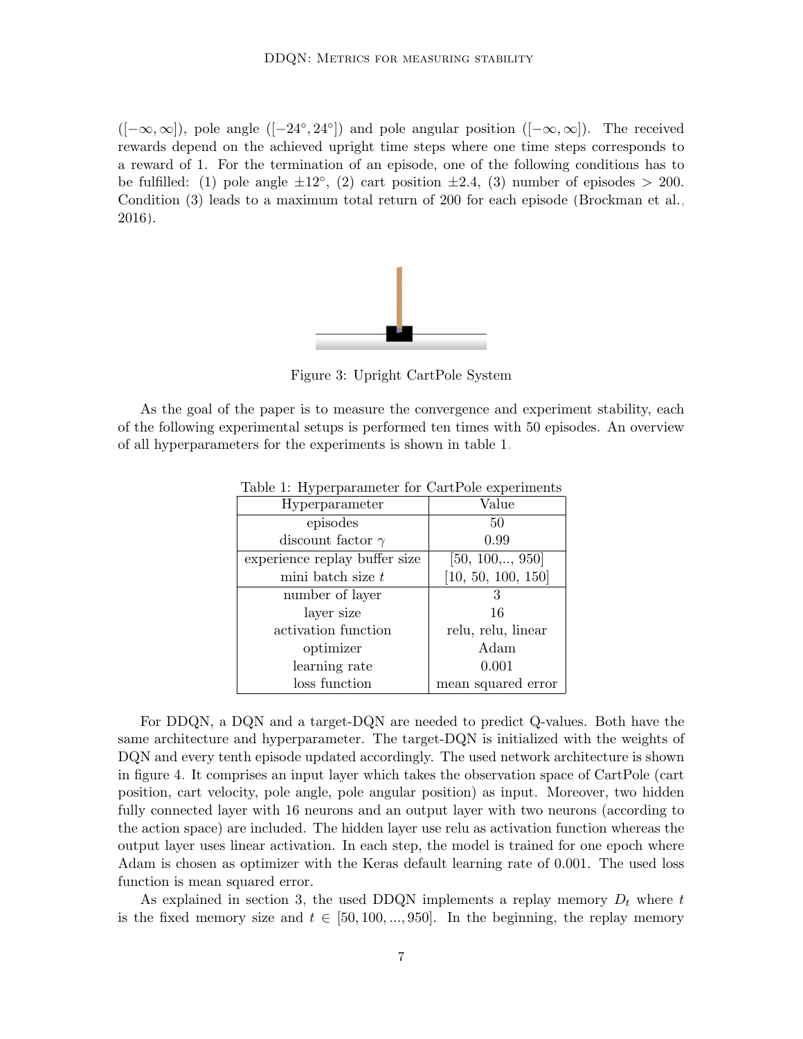($[-\infty, \infty]$), pole angle ($[-24°, 24°]$) and pole angular position ($[-\infty, \infty]$). The received rewards depend on the achieved upright time steps where one time steps corresponds to a reward of 1. For the termination of an episode, one of the following conditions has to be fulfilled: (1) pole angle $\pm 12°$, (2) cart position $\pm 2.4$, (3) number of episodes $> 200$. Condition (3) leads to a maximum total return of 200 for each episode (Brockman et al., 2016).

Figure 3: Upright CartPole System

As the goal of the paper is to measure the convergence and experiment stability, each of the following experimental setups is performed ten times with 50 episodes. An overview of all hyperparameters for the experiments is shown in table 1.

Table 1: Hyperparameter for CartPole experiments

| Hyperparameter | Value |
|---|---|
| episodes | 50 |
| discount factor $\gamma$ | 0.99 |
| experience replay buffer size | [50, 100,.., 950] |
| mini batch size $t$ | [10, 50, 100, 150] |
| number of layer | 3 |
| layer size | 16 |
| activation function | relu, relu, linear |
| optimizer | Adam |
| learning rate | 0.001 |
| loss function | mean squared error |

For DDQN, a DQN and a target-DQN are needed to predict Q-values. Both have the same architecture and hyperparameter. The target-DQN is initialized with the weights of DQN and every tenth episode updated accordingly. The used network architecture is shown in figure 4. It comprises an input layer which takes the observation space of CartPole (cart position, cart velocity, pole angle, pole angular position) as input. Moreover, two hidden fully connected layer with 16 neurons and an output layer with two neurons (according to the action space) are included. The hidden layer use relu as activation function whereas the output layer uses linear activation. In each step, the model is trained for one epoch where Adam is chosen as optimizer with the Keras default learning rate of 0.001. The used loss function is mean squared error.

As explained in section 3, the used DDQN implements a replay memory $D_t$ where $t$ is the fixed memory size and $t \in [50, 100, ..., 950]$. In the beginning, the replay memory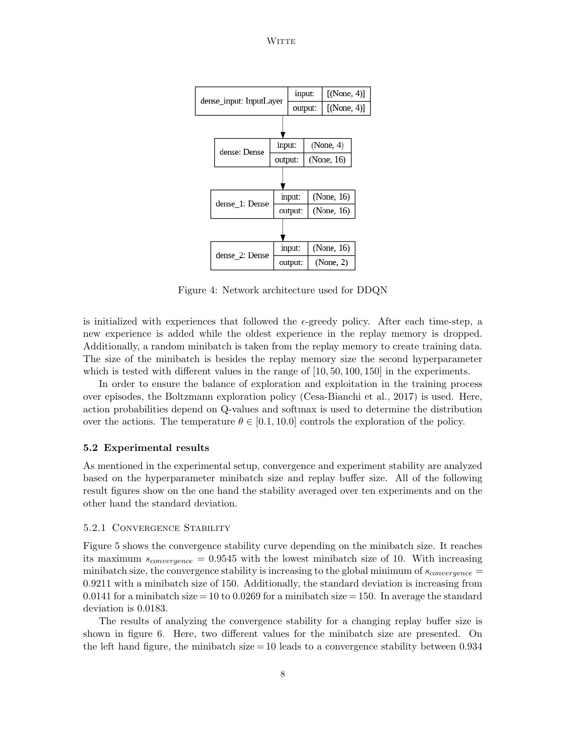Figure 4: Network architecture used for DDQN

is initialized with experiences that followed the $\epsilon$-greedy policy. After each time-step, a new experience is added while the oldest experience in the replay memory is dropped. Additionally, a random minibatch is taken from the replay memory to create training data. The size of the minibatch is besides the replay memory size the second hyperparameter which is tested with different values in the range of $[10, 50, 100, 150]$ in the experiments.

In order to ensure the balance of exploration and exploitation in the training process over episodes, the Boltzmann exploration policy (Cesa-Bianchi et al., 2017) is used. Here, action probabilities depend on Q-values and softmax is used to determine the distribution over the actions. The temperature $\theta \in [0.1, 10.0]$ controls the exploration of the policy.

### 5.2 Experimental results

As mentioned in the experimental setup, convergence and experiment stability are analyzed based on the hyperparameter minibatch size and replay buffer size. All of the following result figures show on the one hand the stability averaged over ten experiments and on the other hand the standard deviation.

#### 5.2.1 Convergence Stability

Figure 5 shows the convergence stability curve depending on the minibatch size. It reaches its maximum $s_{convergence} = 0.9545$ with the lowest minibatch size of 10. With increasing minibatch size, the convergence stability is increasing to the global minimum of $s_{convergence} = 0.9211$ with a minibatch size of 150. Additionally, the standard deviation is increasing from 0.0141 for a minibatch size = 10 to 0.0269 for a minibatch size = 150. In average the standard deviation is 0.0183.

The results of analyzing the convergence stability for a changing replay buffer size is shown in figure 6. Here, two different values for the minibatch size are presented. On the left hand figure, the minibatch size = 10 leads to a convergence stability between 0.934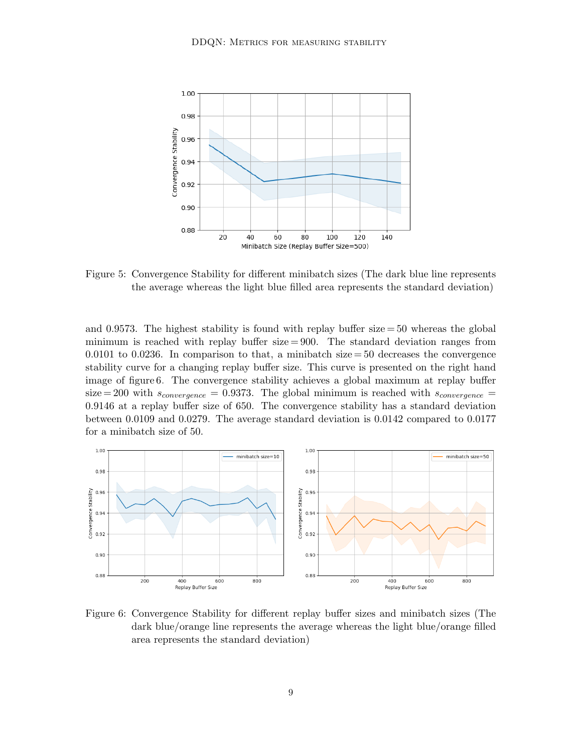Figure 5: Convergence Stability for different minibatch sizes (The dark blue line represents the average whereas the light blue filled area represents the standard deviation)

and 0.9573. The highest stability is found with replay buffer size = 50 whereas the global minimum is reached with replay buffer size = 900. The standard deviation ranges from 0.0101 to 0.0236. In comparison to that, a minibatch size = 50 decreases the convergence stability curve for a changing replay buffer size. This curve is presented on the right hand image of figure 6. The convergence stability achieves a global maximum at replay buffer size = 200 with $s_{convergence} = 0.9373$. The global minimum is reached with $s_{convergence} = 0.9146$ at a replay buffer size of 650. The convergence stability has a standard deviation between 0.0109 and 0.0279. The average standard deviation is 0.0142 compared to 0.0177 for a minibatch size of 50.

Figure 6: Convergence Stability for different replay buffer sizes and minibatch sizes (The dark blue/orange line represents the average whereas the light blue/orange filled area represents the standard deviation)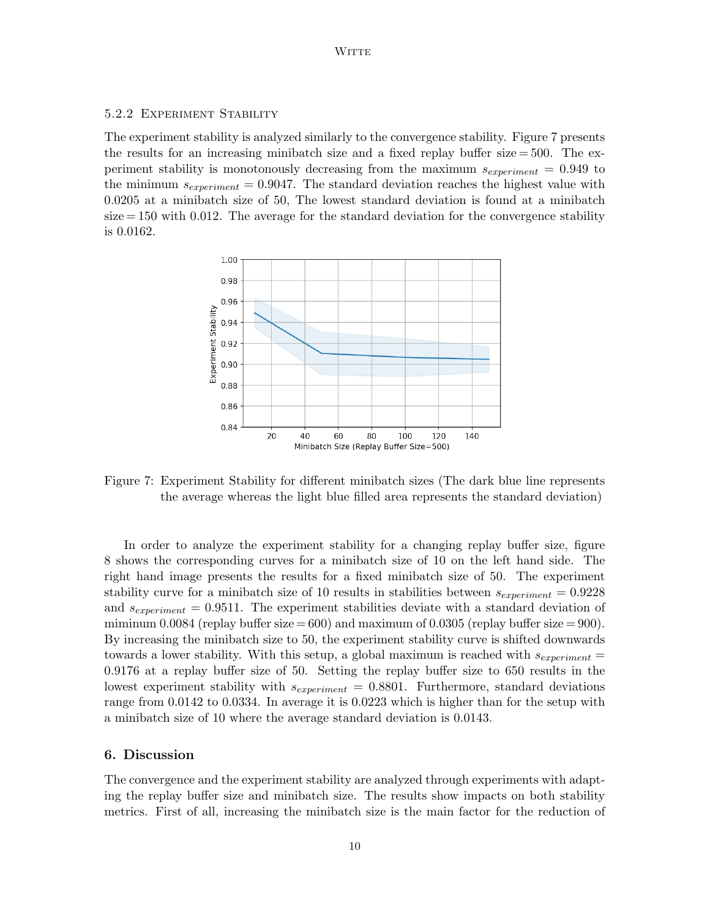#### 5.2.2 Experiment Stability

The experiment stability is analyzed similarly to the convergence stability. Figure 7 presents the results for an increasing minibatch size and a fixed replay buffer size = 500. The experiment stability is monotonously decreasing from the maximum $s_{experiment} = 0.949$ to the minimum $s_{experiment} = 0.9047$. The standard deviation reaches the highest value with 0.0205 at a minibatch size of 50, The lowest standard deviation is found at a minibatch size = 150 with 0.012. The average for the standard deviation for the convergence stability is 0.0162.

Figure 7: Experiment Stability for different minibatch sizes (The dark blue line represents the average whereas the light blue filled area represents the standard deviation)

In order to analyze the experiment stability for a changing replay buffer size, figure 8 shows the corresponding curves for a minibatch size of 10 on the left hand side. The right hand image presents the results for a fixed minibatch size of 50. The experiment stability curve for a minibatch size of 10 results in stabilities between $s_{experiment} = 0.9228$ and $s_{experiment} = 0.9511$. The experiment stabilities deviate with a standard deviation of miminum 0.0084 (replay buffer size = 600) and maximum of 0.0305 (replay buffer size = 900). By increasing the minibatch size to 50, the experiment stability curve is shifted downwards towards a lower stability. With this setup, a global maximum is reached with $s_{experiment} = 0.9176$ at a replay buffer size of 50. Setting the replay buffer size to 650 results in the lowest experiment stability with $s_{experiment} = 0.8801$. Furthermore, standard deviations range from 0.0142 to 0.0334. In average it is 0.0223 which is higher than for the setup with a minibatch size of 10 where the average standard deviation is 0.0143.

## 6. Discussion

The convergence and the experiment stability are analyzed through experiments with adapting the replay buffer size and minibatch size. The results show impacts on both stability metrics. First of all, increasing the minibatch size is the main factor for the reduction of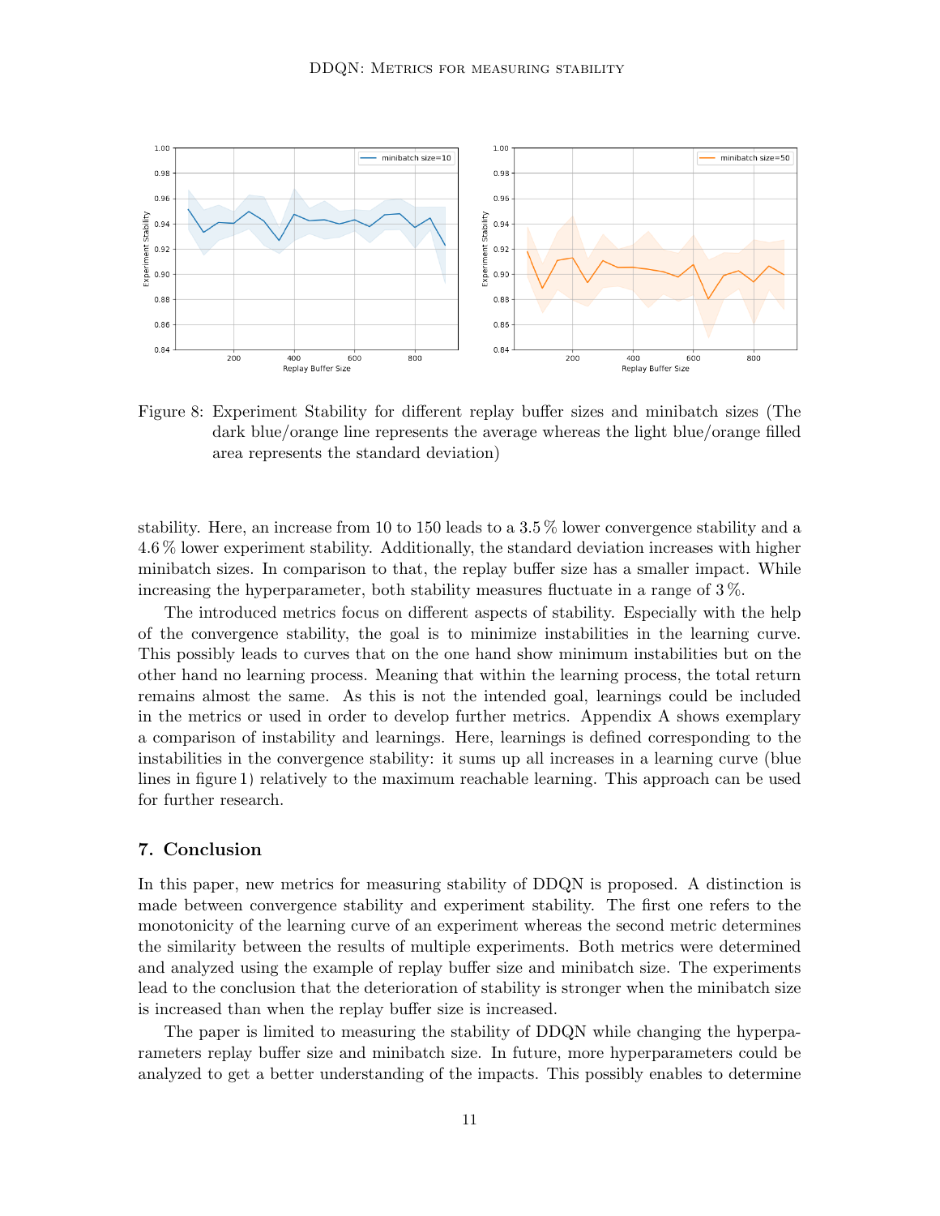Figure 8: Experiment Stability for different replay buffer sizes and minibatch sizes (The dark blue/orange line represents the average whereas the light blue/orange filled area represents the standard deviation)

stability. Here, an increase from 10 to 150 leads to a 3.5 % lower convergence stability and a 4.6 % lower experiment stability. Additionally, the standard deviation increases with higher minibatch sizes. In comparison to that, the replay buffer size has a smaller impact. While increasing the hyperparameter, both stability measures fluctuate in a range of 3 %.

The introduced metrics focus on different aspects of stability. Especially with the help of the convergence stability, the goal is to minimize instabilities in the learning curve. This possibly leads to curves that on the one hand show minimum instabilities but on the other hand no learning process. Meaning that within the learning process, the total return remains almost the same. As this is not the intended goal, learnings could be included in the metrics or used in order to develop further metrics. Appendix A shows exemplary a comparison of instability and learnings. Here, learnings is defined corresponding to the instabilities in the convergence stability: it sums up all increases in a learning curve (blue lines in figure 1) relatively to the maximum reachable learning. This approach can be used for further research.

## 7. Conclusion

In this paper, new metrics for measuring stability of DDQN is proposed. A distinction is made between convergence stability and experiment stability. The first one refers to the monotonicity of the learning curve of an experiment whereas the second metric determines the similarity between the results of multiple experiments. Both metrics were determined and analyzed using the example of replay buffer size and minibatch size. The experiments lead to the conclusion that the deterioration of stability is stronger when the minibatch size is increased than when the replay buffer size is increased.

The paper is limited to measuring the stability of DDQN while changing the hyperparameters replay buffer size and minibatch size. In future, more hyperparameters could be analyzed to get a better understanding of the impacts. This possibly enables to determine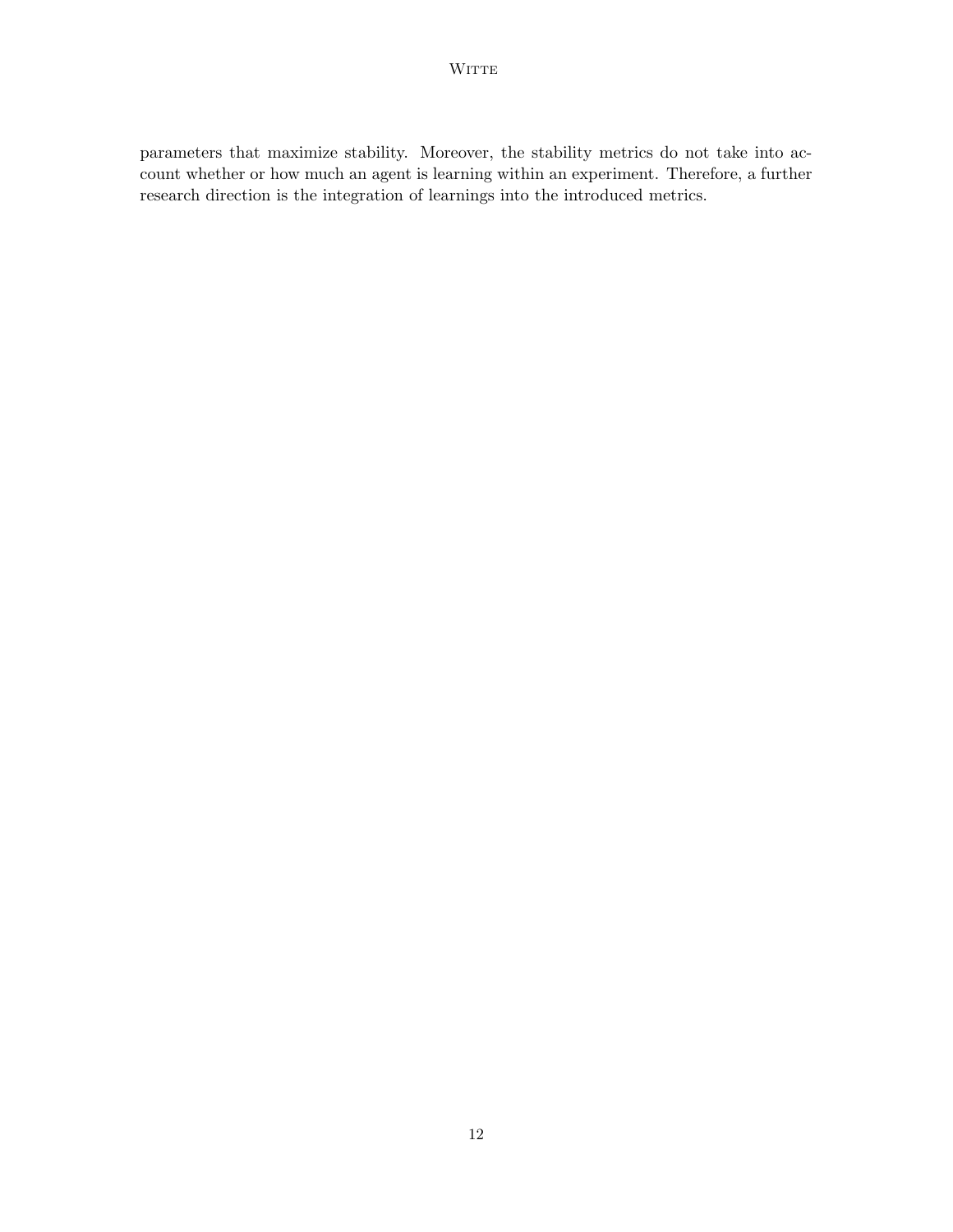parameters that maximize stability. Moreover, the stability metrics do not take into account whether or how much an agent is learning within an experiment. Therefore, a further research direction is the integration of learnings into the introduced metrics.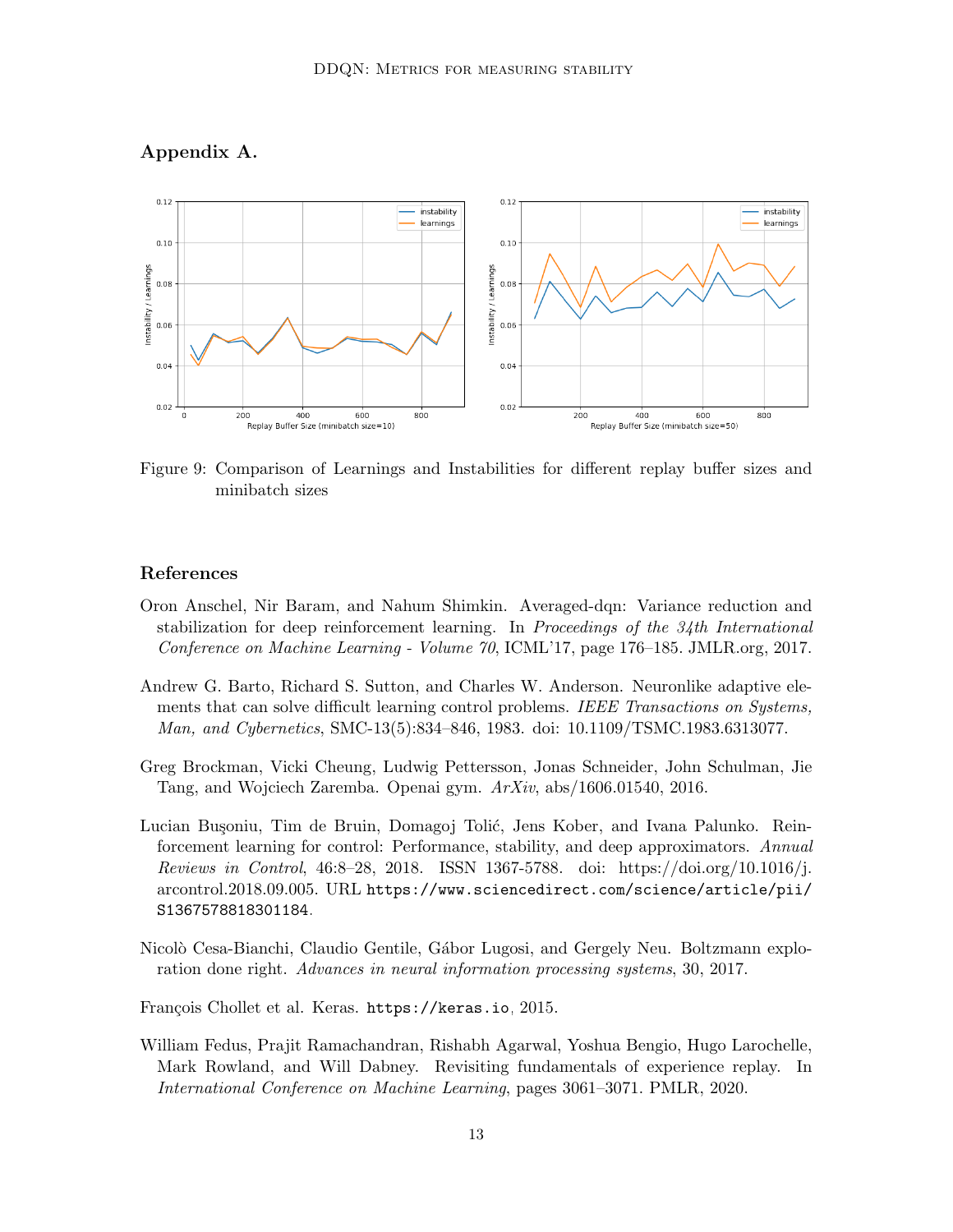## Appendix A.

Figure 9: Comparison of Learnings and Instabilities for different replay buffer sizes and minibatch sizes

## References

Oron Anschel, Nir Baram, and Nahum Shimkin. Averaged-dqn: Variance reduction and stabilization for deep reinforcement learning. In *Proceedings of the 34th International Conference on Machine Learning - Volume 70*, ICML'17, page 176–185. JMLR.org, 2017.

Andrew G. Barto, Richard S. Sutton, and Charles W. Anderson. Neuronlike adaptive elements that can solve difficult learning control problems. *IEEE Transactions on Systems, Man, and Cybernetics*, SMC-13(5):834–846, 1983. doi: 10.1109/TSMC.1983.6313077.

Greg Brockman, Vicki Cheung, Ludwig Pettersson, Jonas Schneider, John Schulman, Jie Tang, and Wojciech Zaremba. Openai gym. *ArXiv*, abs/1606.01540, 2016.

Lucian Buşoniu, Tim de Bruin, Domagoj Tolić, Jens Kober, and Ivana Palunko. Reinforcement learning for control: Performance, stability, and deep approximators. *Annual Reviews in Control*, 46:8–28, 2018. ISSN 1367-5788. doi: https://doi.org/10.1016/j.arcontrol.2018.09.005. URL `https://www.sciencedirect.com/science/article/pii/S1367578818301184`.

Nicolò Cesa-Bianchi, Claudio Gentile, Gábor Lugosi, and Gergely Neu. Boltzmann exploration done right. *Advances in neural information processing systems*, 30, 2017.

François Chollet et al. Keras. `https://keras.io`, 2015.

William Fedus, Prajit Ramachandran, Rishabh Agarwal, Yoshua Bengio, Hugo Larochelle, Mark Rowland, and Will Dabney. Revisiting fundamentals of experience replay. In *International Conference on Machine Learning*, pages 3061–3071. PMLR, 2020.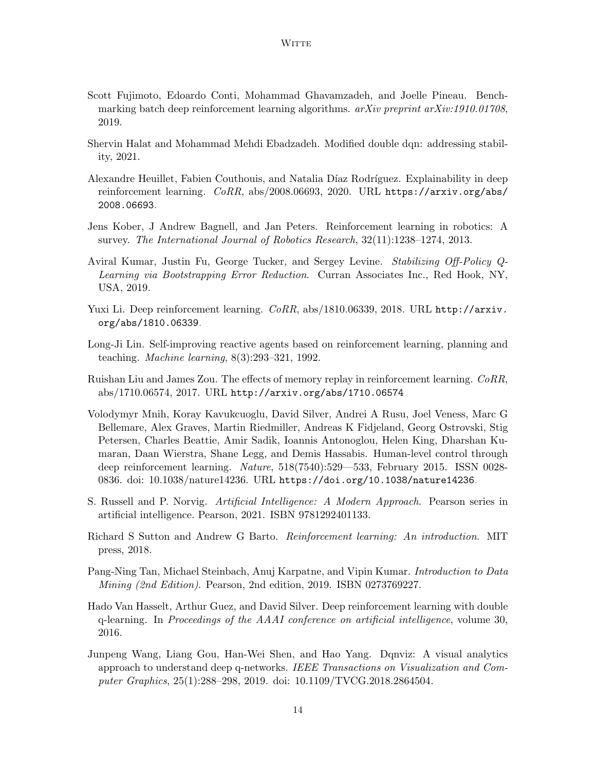Scott Fujimoto, Edoardo Conti, Mohammad Ghavamzadeh, and Joelle Pineau. Benchmarking batch deep reinforcement learning algorithms. *arXiv preprint arXiv:1910.01708*, 2019.

Shervin Halat and Mohammad Mehdi Ebadzadeh. Modified double dqn: addressing stability, 2021.

Alexandre Heuillet, Fabien Couthouis, and Natalia Díaz Rodríguez. Explainability in deep reinforcement learning. *CoRR*, abs/2008.06693, 2020. URL `https://arxiv.org/abs/2008.06693`.

Jens Kober, J Andrew Bagnell, and Jan Peters. Reinforcement learning in robotics: A survey. *The International Journal of Robotics Research*, 32(11):1238–1274, 2013.

Aviral Kumar, Justin Fu, George Tucker, and Sergey Levine. *Stabilizing Off-Policy Q-Learning via Bootstrapping Error Reduction*. Curran Associates Inc., Red Hook, NY, USA, 2019.

Yuxi Li. Deep reinforcement learning. *CoRR*, abs/1810.06339, 2018. URL `http://arxiv.org/abs/1810.06339`.

Long-Ji Lin. Self-improving reactive agents based on reinforcement learning, planning and teaching. *Machine learning*, 8(3):293–321, 1992.

Ruishan Liu and James Zou. The effects of memory replay in reinforcement learning. *CoRR*, abs/1710.06574, 2017. URL `http://arxiv.org/abs/1710.06574`.

Volodymyr Mnih, Koray Kavukcuoglu, David Silver, Andrei A Rusu, Joel Veness, Marc G Bellemare, Alex Graves, Martin Riedmiller, Andreas K Fidjeland, Georg Ostrovski, Stig Petersen, Charles Beattie, Amir Sadik, Ioannis Antonoglou, Helen King, Dharshan Kumaran, Daan Wierstra, Shane Legg, and Demis Hassabis. Human-level control through deep reinforcement learning. *Nature*, 518(7540):529—533, February 2015. ISSN 0028-0836. doi: 10.1038/nature14236. URL `https://doi.org/10.1038/nature14236`.

S. Russell and P. Norvig. *Artificial Intelligence: A Modern Approach*. Pearson series in artificial intelligence. Pearson, 2021. ISBN 9781292401133.

Richard S Sutton and Andrew G Barto. *Reinforcement learning: An introduction*. MIT press, 2018.

Pang-Ning Tan, Michael Steinbach, Anuj Karpatne, and Vipin Kumar. *Introduction to Data Mining (2nd Edition)*. Pearson, 2nd edition, 2019. ISBN 0273769227.

Hado Van Hasselt, Arthur Guez, and David Silver. Deep reinforcement learning with double q-learning. In *Proceedings of the AAAI conference on artificial intelligence*, volume 30, 2016.

Junpeng Wang, Liang Gou, Han-Wei Shen, and Hao Yang. Dqnviz: A visual analytics approach to understand deep q-networks. *IEEE Transactions on Visualization and Computer Graphics*, 25(1):288–298, 2019. doi: 10.1109/TVCG.2018.2864504.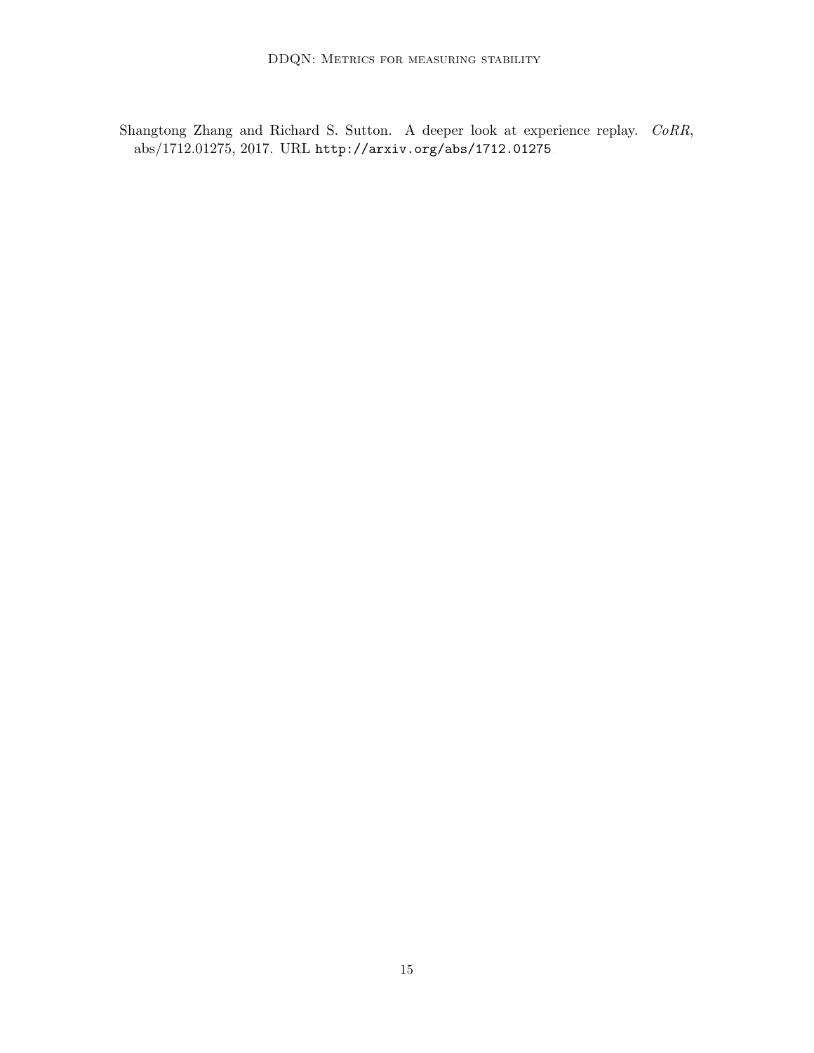Shangtong Zhang and Richard S. Sutton. A deeper look at experience replay. *CoRR*, abs/1712.01275, 2017. URL http://arxiv.org/abs/1712.01275.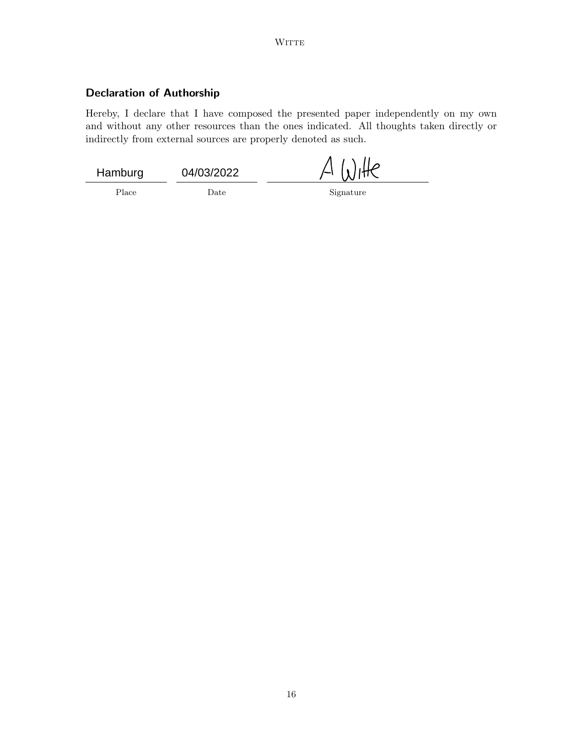## Declaration of Authorship

Hereby, I declare that I have composed the presented paper independently on my own and without any other resources than the ones indicated. All thoughts taken directly or indirectly from external sources are properly denoted as such.

| Hamburg | 04/03/2022 | A Witte |
| --- | --- | --- |
| Place | Date | Signature |